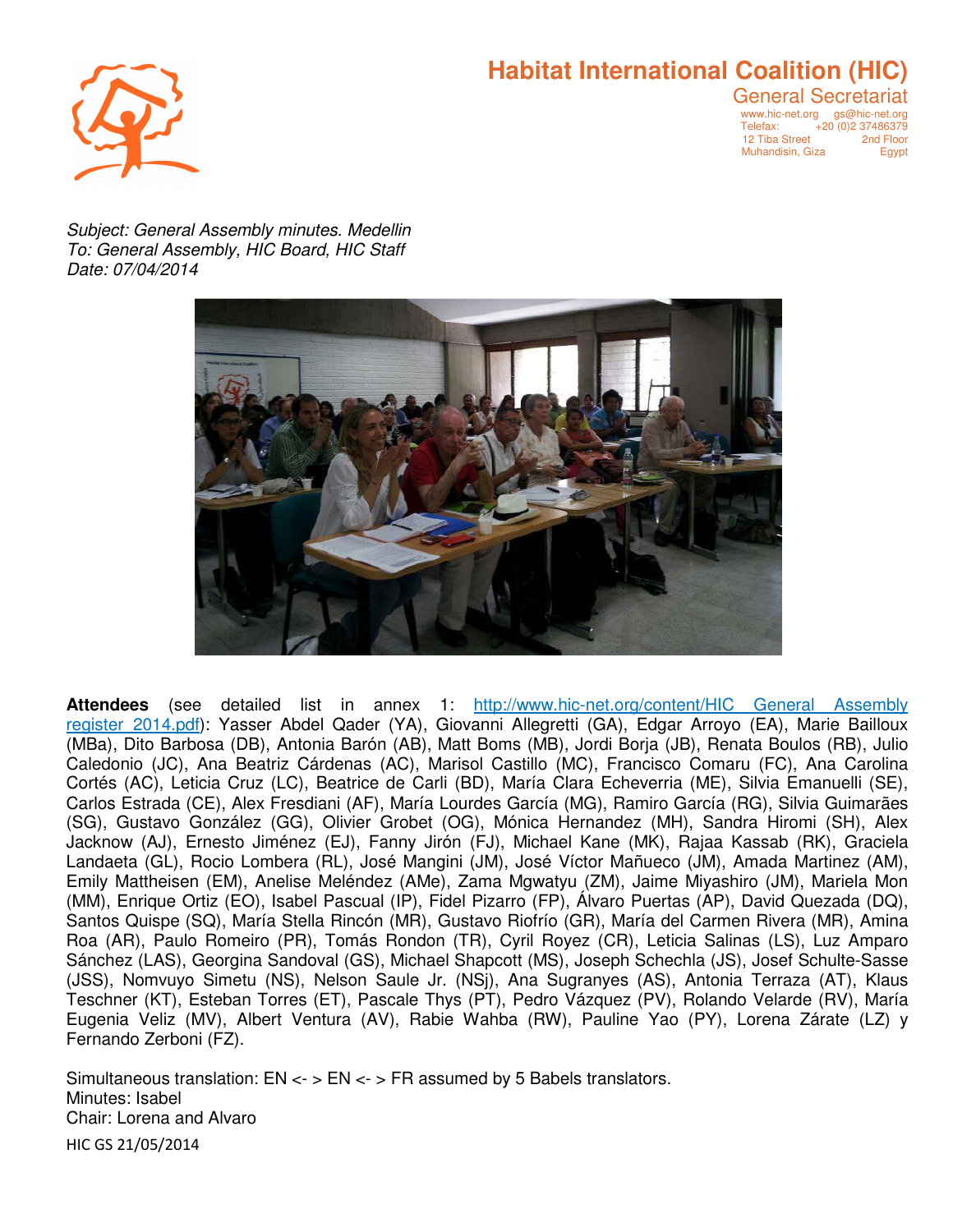# Habitat International Coalition (HIC)

General Secretariat

www.hic-net.org gs@hic-net.org
Telefax: +20 (0)2 37486379
12 Tiba Street 2nd Floor
Muhandisin, Giza Egypt

*Subject: General Assembly minutes. Medellin*
*To: General Assembly, HIC Board, HIC Staff*
*Date: 07/04/2014*

**Attendees** (see detailed list in annex 1: [http://www.hic-net.org/content/HIC General Assembly register 2014.pdf](http://www.hic-net.org/content/HIC General Assembly register 2014.pdf)): Yasser Abdel Qader (YA), Giovanni Allegretti (GA), Edgar Arroyo (EA), Marie Bailloux (MBa), Dito Barbosa (DB), Antonia Barón (AB), Matt Boms (MB), Jordi Borja (JB), Renata Boulos (RB), Julio Caledonio (JC), Ana Beatriz Cárdenas (AC), Marisol Castillo (MC), Francisco Comaru (FC), Ana Carolina Cortés (AC), Leticia Cruz (LC), Beatrice de Carli (BD), María Clara Echeverria (ME), Silvia Emanuelli (SE), Carlos Estrada (CE), Alex Fresdiani (AF), María Lourdes García (MG), Ramiro García (RG), Silvia Guimarães (SG), Gustavo González (GG), Olivier Grobet (OG), Mónica Hernandez (MH), Sandra Hiromi (SH), Alex Jacknow (AJ), Ernesto Jiménez (EJ), Fanny Jirón (FJ), Michael Kane (MK), Rajaa Kassab (RK), Graciela Landaeta (GL), Rocio Lombera (RL), José Mangini (JM), José Víctor Mañueco (JM), Amada Martinez (AM), Emily Mattheisen (EM), Anelise Meléndez (AMe), Zama Mgwatyu (ZM), Jaime Miyashiro (JM), Mariela Mon (MM), Enrique Ortiz (EO), Isabel Pascual (IP), Fidel Pizarro (FP), Álvaro Puertas (AP), David Quezada (DQ), Santos Quispe (SQ), María Stella Rincón (MR), Gustavo Riofrío (GR), María del Carmen Rivera (MR), Amina Roa (AR), Paulo Romeiro (PR), Tomás Rondon (TR), Cyril Royez (CR), Leticia Salinas (LS), Luz Amparo Sánchez (LAS), Georgina Sandoval (GS), Michael Shapcott (MS), Joseph Schechla (JS), Josef Schulte-Sasse (JSS), Nomvuyo Simetu (NS), Nelson Saule Jr. (NSj), Ana Sugranyes (AS), Antonia Terraza (AT), Klaus Teschner (KT), Esteban Torres (ET), Pascale Thys (PT), Pedro Vázquez (PV), Rolando Velarde (RV), María Eugenia Veliz (MV), Albert Ventura (AV), Rabie Wahba (RW), Pauline Yao (PY), Lorena Zárate (LZ) y Fernando Zerboni (FZ).

Simultaneous translation: EN <- > EN <- > FR assumed by 5 Babels translators.
Minutes: Isabel
Chair: Lorena and Alvaro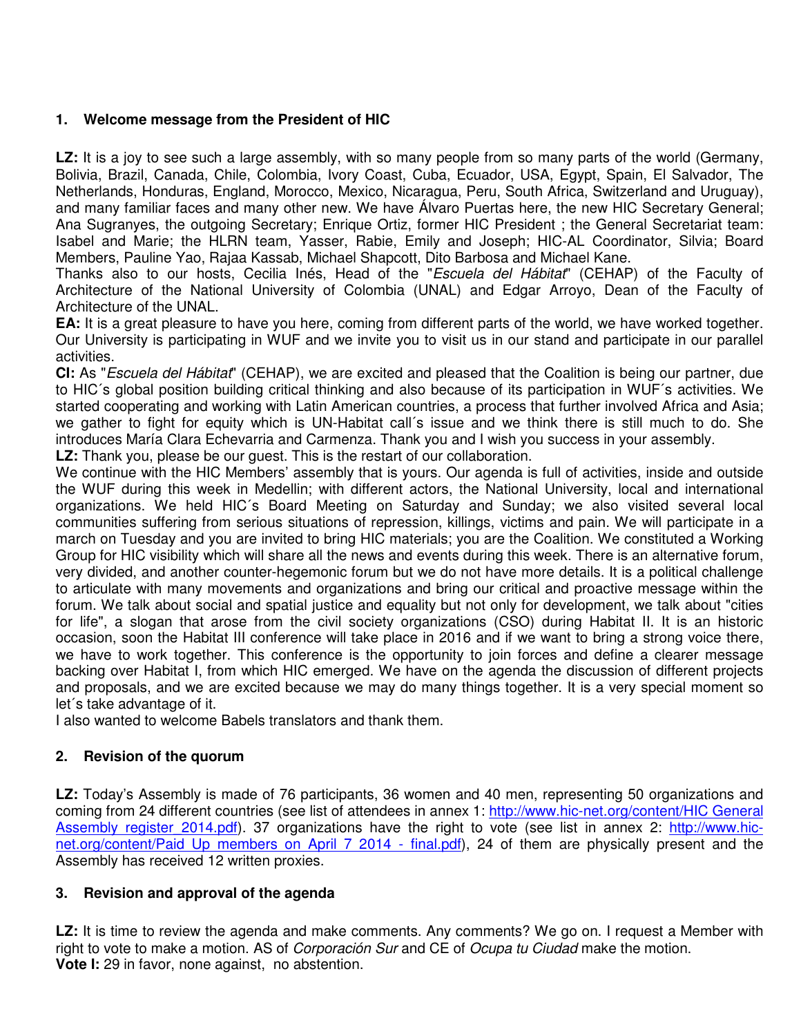## 1. Welcome message from the President of HIC

**LZ:** It is a joy to see such a large assembly, with so many people from so many parts of the world (Germany, Bolivia, Brazil, Canada, Chile, Colombia, Ivory Coast, Cuba, Ecuador, USA, Egypt, Spain, El Salvador, The Netherlands, Honduras, England, Morocco, Mexico, Nicaragua, Peru, South Africa, Switzerland and Uruguay), and many familiar faces and many other new. We have Álvaro Puertas here, the new HIC Secretary General; Ana Sugranyes, the outgoing Secretary; Enrique Ortiz, former HIC President ; the General Secretariat team: Isabel and Marie; the HLRN team, Yasser, Rabie, Emily and Joseph; HIC-AL Coordinator, Silvia; Board Members, Pauline Yao, Rajaa Kassab, Michael Shapcott, Dito Barbosa and Michael Kane.

Thanks also to our hosts, Cecilia Inés, Head of the "*Escuela del Hábitat*" (CEHAP) of the Faculty of Architecture of the National University of Colombia (UNAL) and Edgar Arroyo, Dean of the Faculty of Architecture of the UNAL.

**EA:** It is a great pleasure to have you here, coming from different parts of the world, we have worked together. Our University is participating in WUF and we invite you to visit us in our stand and participate in our parallel activities.

**CI:** As "*Escuela del Hábitat*" (CEHAP), we are excited and pleased that the Coalition is being our partner, due to HIC´s global position building critical thinking and also because of its participation in WUF´s activities. We started cooperating and working with Latin American countries, a process that further involved Africa and Asia; we gather to fight for equity which is UN-Habitat call´s issue and we think there is still much to do. She introduces María Clara Echevarria and Carmenza. Thank you and I wish you success in your assembly.

**LZ:** Thank you, please be our guest. This is the restart of our collaboration.

We continue with the HIC Members' assembly that is yours. Our agenda is full of activities, inside and outside the WUF during this week in Medellin; with different actors, the National University, local and international organizations. We held HIC´s Board Meeting on Saturday and Sunday; we also visited several local communities suffering from serious situations of repression, killings, victims and pain. We will participate in a march on Tuesday and you are invited to bring HIC materials; you are the Coalition. We constituted a Working Group for HIC visibility which will share all the news and events during this week. There is an alternative forum, very divided, and another counter-hegemonic forum but we do not have more details. It is a political challenge to articulate with many movements and organizations and bring our critical and proactive message within the forum. We talk about social and spatial justice and equality but not only for development, we talk about "cities for life", a slogan that arose from the civil society organizations (CSO) during Habitat II. It is an historic occasion, soon the Habitat III conference will take place in 2016 and if we want to bring a strong voice there, we have to work together. This conference is the opportunity to join forces and define a clearer message backing over Habitat I, from which HIC emerged. We have on the agenda the discussion of different projects and proposals, and we are excited because we may do many things together. It is a very special moment so let´s take advantage of it.

I also wanted to welcome Babels translators and thank them.

## 2. Revision of the quorum

**LZ:** Today's Assembly is made of 76 participants, 36 women and 40 men, representing 50 organizations and coming from 24 different countries (see list of attendees in annex 1: [http://www.hic-net.org/content/HIC General Assembly register 2014.pdf](http://www.hic-net.org/content/HIC General Assembly register 2014.pdf)). 37 organizations have the right to vote (see list in annex 2: [http://www.hic-net.org/content/Paid Up members on April 7 2014 - final.pdf](http://www.hic-net.org/content/Paid Up members on April 7 2014 - final.pdf)), 24 of them are physically present and the Assembly has received 12 written proxies.

## 3. Revision and approval of the agenda

**LZ:** It is time to review the agenda and make comments. Any comments? We go on. I request a Member with right to vote to make a motion. AS of *Corporación Sur* and CE of *Ocupa tu Ciudad* make the motion.

**Vote I:** 29 in favor, none against, no abstention.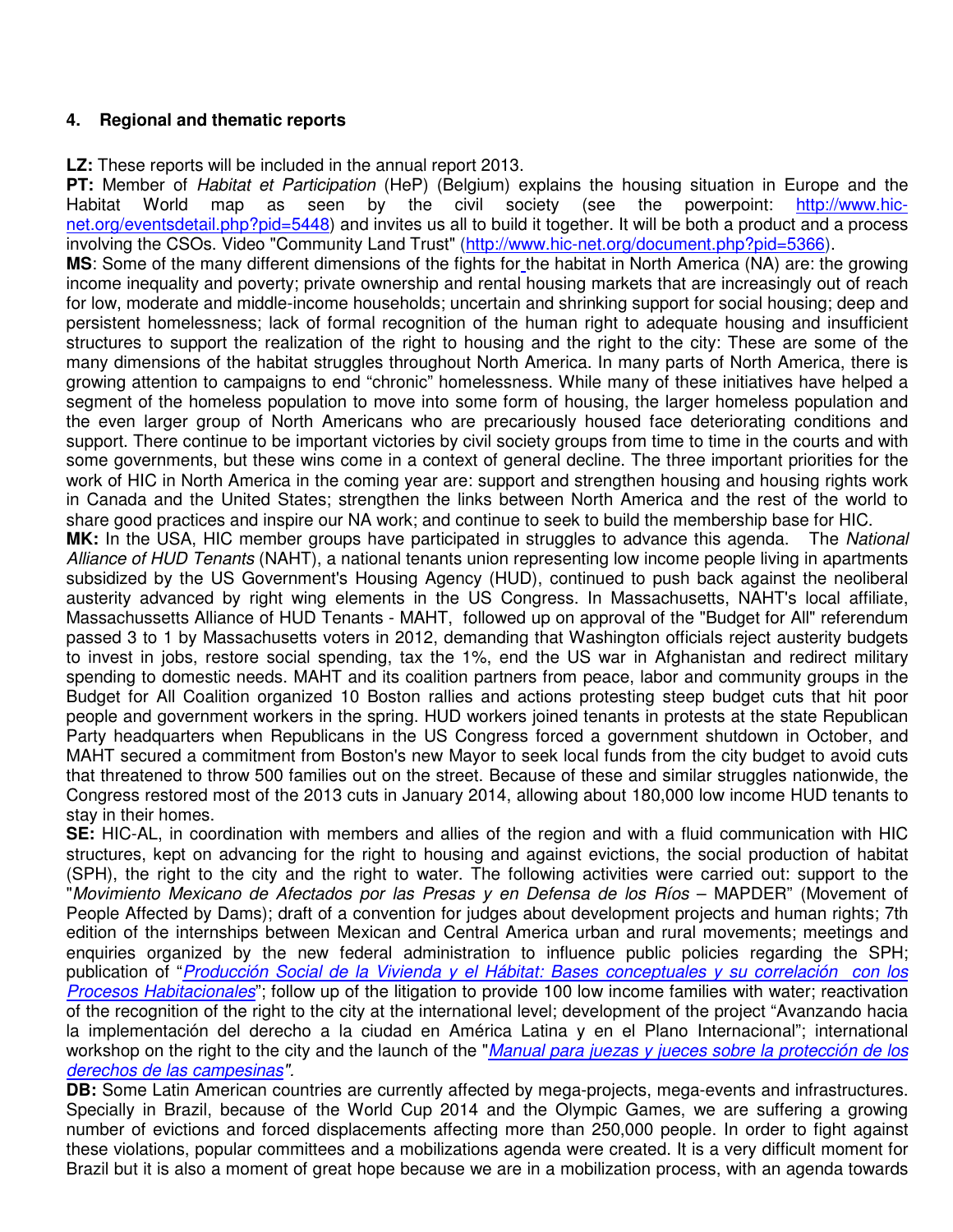## 4. Regional and thematic reports

**LZ:** These reports will be included in the annual report 2013.

**PT:** Member of *Habitat et Participation* (HeP) (Belgium) explains the housing situation in Europe and the Habitat World map as seen by the civil society (see the powerpoint: [http://www.hic-net.org/eventsdetail.php?pid=5448](http://www.hic-net.org/eventsdetail.php?pid=5448)) and invites us all to build it together. It will be both a product and a process involving the CSOs. Video "Community Land Trust" ([http://www.hic-net.org/document.php?pid=5366](http://www.hic-net.org/document.php?pid=5366)).

**MS**: Some of the many different dimensions of the fights for the habitat in North America (NA) are: the growing income inequality and poverty; private ownership and rental housing markets that are increasingly out of reach for low, moderate and middle-income households; uncertain and shrinking support for social housing; deep and persistent homelessness; lack of formal recognition of the human right to adequate housing and insufficient structures to support the realization of the right to housing and the right to the city: These are some of the many dimensions of the habitat struggles throughout North America. In many parts of North America, there is growing attention to campaigns to end "chronic" homelessness. While many of these initiatives have helped a segment of the homeless population to move into some form of housing, the larger homeless population and the even larger group of North Americans who are precariously housed face deteriorating conditions and support. There continue to be important victories by civil society groups from time to time in the courts and with some governments, but these wins come in a context of general decline. The three important priorities for the work of HIC in North America in the coming year are: support and strengthen housing and housing rights work in Canada and the United States; strengthen the links between North America and the rest of the world to share good practices and inspire our NA work; and continue to seek to build the membership base for HIC.

**MK:** In the USA, HIC member groups have participated in struggles to advance this agenda. The *National Alliance of HUD Tenants* (NAHT), a national tenants union representing low income people living in apartments subsidized by the US Government's Housing Agency (HUD), continued to push back against the neoliberal austerity advanced by right wing elements in the US Congress. In Massachusetts, NAHT's local affiliate, Massachussetts Alliance of HUD Tenants - MAHT, followed up on approval of the "Budget for All" referendum passed 3 to 1 by Massachusetts voters in 2012, demanding that Washington officials reject austerity budgets to invest in jobs, restore social spending, tax the 1%, end the US war in Afghanistan and redirect military spending to domestic needs. MAHT and its coalition partners from peace, labor and community groups in the Budget for All Coalition organized 10 Boston rallies and actions protesting steep budget cuts that hit poor people and government workers in the spring. HUD workers joined tenants in protests at the state Republican Party headquarters when Republicans in the US Congress forced a government shutdown in October, and MAHT secured a commitment from Boston's new Mayor to seek local funds from the city budget to avoid cuts that threatened to throw 500 families out on the street. Because of these and similar struggles nationwide, the Congress restored most of the 2013 cuts in January 2014, allowing about 180,000 low income HUD tenants to stay in their homes.

**SE:** HIC-AL, in coordination with members and allies of the region and with a fluid communication with HIC structures, kept on advancing for the right to housing and against evictions, the social production of habitat (SPH), the right to the city and the right to water. The following activities were carried out: support to the "*Movimiento Mexicano de Afectados por las Presas y en Defensa de los Ríos* – MAPDER" (Movement of People Affected by Dams); draft of a convention for judges about development projects and human rights; 7th edition of the internships between Mexican and Central America urban and rural movements; meetings and enquiries organized by the new federal administration to influence public policies regarding the SPH; publication of "*Producción Social de la Vivienda y el Hábitat: Bases conceptuales y su correlación con los Procesos Habitacionales*"; follow up of the litigation to provide 100 low income families with water; reactivation of the recognition of the right to the city at the international level; development of the project "Avanzando hacia la implementación del derecho a la ciudad en América Latina y en el Plano Internacional"; international workshop on the right to the city and the launch of the "*Manual para juezas y jueces sobre la protección de los derechos de las campesinas*".

**DB:** Some Latin American countries are currently affected by mega-projects, mega-events and infrastructures. Specially in Brazil, because of the World Cup 2014 and the Olympic Games, we are suffering a growing number of evictions and forced displacements affecting more than 250,000 people. In order to fight against these violations, popular committees and a mobilizations agenda were created. It is a very difficult moment for Brazil but it is also a moment of great hope because we are in a mobilization process, with an agenda towards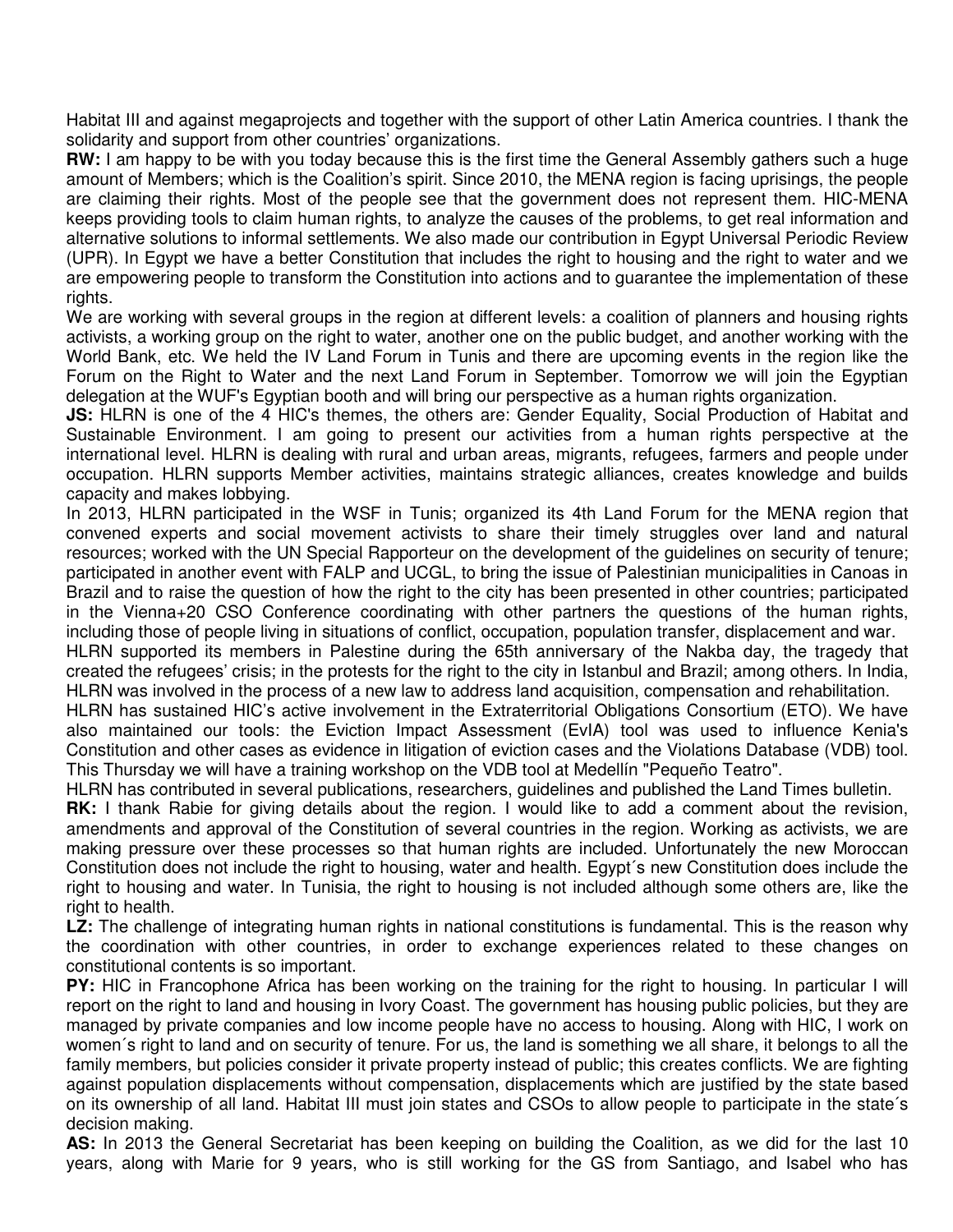Habitat III and against megaprojects and together with the support of other Latin America countries. I thank the solidarity and support from other countries' organizations.

**RW:** I am happy to be with you today because this is the first time the General Assembly gathers such a huge amount of Members; which is the Coalition's spirit. Since 2010, the MENA region is facing uprisings, the people are claiming their rights. Most of the people see that the government does not represent them. HIC-MENA keeps providing tools to claim human rights, to analyze the causes of the problems, to get real information and alternative solutions to informal settlements. We also made our contribution in Egypt Universal Periodic Review (UPR). In Egypt we have a better Constitution that includes the right to housing and the right to water and we are empowering people to transform the Constitution into actions and to guarantee the implementation of these rights.

We are working with several groups in the region at different levels: a coalition of planners and housing rights activists, a working group on the right to water, another one on the public budget, and another working with the World Bank, etc. We held the IV Land Forum in Tunis and there are upcoming events in the region like the Forum on the Right to Water and the next Land Forum in September. Tomorrow we will join the Egyptian delegation at the WUF's Egyptian booth and will bring our perspective as a human rights organization.

**JS:** HLRN is one of the 4 HIC's themes, the others are: Gender Equality, Social Production of Habitat and Sustainable Environment. I am going to present our activities from a human rights perspective at the international level. HLRN is dealing with rural and urban areas, migrants, refugees, farmers and people under occupation. HLRN supports Member activities, maintains strategic alliances, creates knowledge and builds capacity and makes lobbying.

In 2013, HLRN participated in the WSF in Tunis; organized its 4th Land Forum for the MENA region that convened experts and social movement activists to share their timely struggles over land and natural resources; worked with the UN Special Rapporteur on the development of the guidelines on security of tenure; participated in another event with FALP and UCGL, to bring the issue of Palestinian municipalities in Canoas in Brazil and to raise the question of how the right to the city has been presented in other countries; participated in the Vienna+20 CSO Conference coordinating with other partners the questions of the human rights, including those of people living in situations of conflict, occupation, population transfer, displacement and war.

HLRN supported its members in Palestine during the 65th anniversary of the Nakba day, the tragedy that created the refugees' crisis; in the protests for the right to the city in Istanbul and Brazil; among others. In India, HLRN was involved in the process of a new law to address land acquisition, compensation and rehabilitation.

HLRN has sustained HIC's active involvement in the Extraterritorial Obligations Consortium (ETO). We have also maintained our tools: the Eviction Impact Assessment (EvIA) tool was used to influence Kenia's Constitution and other cases as evidence in litigation of eviction cases and the Violations Database (VDB) tool. This Thursday we will have a training workshop on the VDB tool at Medellín "Pequeño Teatro".

HLRN has contributed in several publications, researchers, guidelines and published the Land Times bulletin.

**RK:** I thank Rabie for giving details about the region. I would like to add a comment about the revision, amendments and approval of the Constitution of several countries in the region. Working as activists, we are making pressure over these processes so that human rights are included. Unfortunately the new Moroccan Constitution does not include the right to housing, water and health. Egypt´s new Constitution does include the right to housing and water. In Tunisia, the right to housing is not included although some others are, like the right to health.

**LZ:** The challenge of integrating human rights in national constitutions is fundamental. This is the reason why the coordination with other countries, in order to exchange experiences related to these changes on constitutional contents is so important.

**PY:** HIC in Francophone Africa has been working on the training for the right to housing. In particular I will report on the right to land and housing in Ivory Coast. The government has housing public policies, but they are managed by private companies and low income people have no access to housing. Along with HIC, I work on women´s right to land and on security of tenure. For us, the land is something we all share, it belongs to all the family members, but policies consider it private property instead of public; this creates conflicts. We are fighting against population displacements without compensation, displacements which are justified by the state based on its ownership of all land. Habitat III must join states and CSOs to allow people to participate in the state´s decision making.

**AS:** In 2013 the General Secretariat has been keeping on building the Coalition, as we did for the last 10 years, along with Marie for 9 years, who is still working for the GS from Santiago, and Isabel who has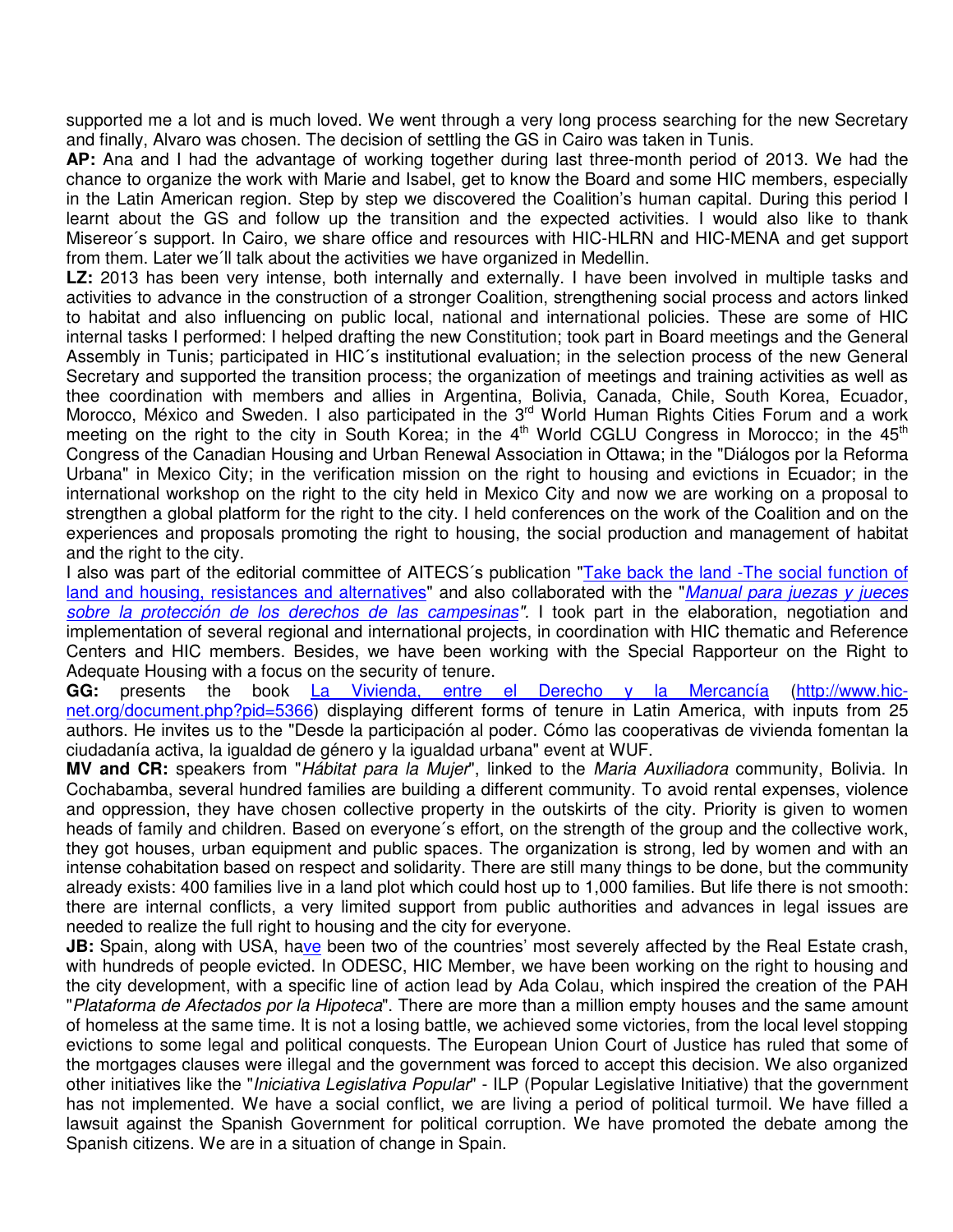supported me a lot and is much loved. We went through a very long process searching for the new Secretary and finally, Alvaro was chosen. The decision of settling the GS in Cairo was taken in Tunis.

**AP:** Ana and I had the advantage of working together during last three-month period of 2013. We had the chance to organize the work with Marie and Isabel, get to know the Board and some HIC members, especially in the Latin American region. Step by step we discovered the Coalition's human capital. During this period I learnt about the GS and follow up the transition and the expected activities. I would also like to thank Misereor´s support. In Cairo, we share office and resources with HIC-HLRN and HIC-MENA and get support from them. Later we´ll talk about the activities we have organized in Medellin.

**LZ:** 2013 has been very intense, both internally and externally. I have been involved in multiple tasks and activities to advance in the construction of a stronger Coalition, strengthening social process and actors linked to habitat and also influencing on public local, national and international policies. These are some of HIC internal tasks I performed: I helped drafting the new Constitution; took part in Board meetings and the General Assembly in Tunis; participated in HIC´s institutional evaluation; in the selection process of the new General Secretary and supported the transition process; the organization of meetings and training activities as well as thee coordination with members and allies in Argentina, Bolivia, Canada, Chile, South Korea, Ecuador, Morocco, México and Sweden. I also participated in the 3rd World Human Rights Cities Forum and a work meeting on the right to the city in South Korea; in the 4th World CGLU Congress in Morocco; in the 45th Congress of the Canadian Housing and Urban Renewal Association in Ottawa; in the "Diálogos por la Reforma Urbana" in Mexico City; in the verification mission on the right to housing and evictions in Ecuador; in the international workshop on the right to the city held in Mexico City and now we are working on a proposal to strengthen a global platform for the right to the city. I held conferences on the work of the Coalition and on the experiences and proposals promoting the right to housing, the social production and management of habitat and the right to the city.

I also was part of the editorial committee of AITECS´s publication "Take back the land -The social function of land and housing, resistances and alternatives" and also collaborated with the "*Manual para juezas y jueces sobre la protección de los derechos de las campesinas*". I took part in the elaboration, negotiation and implementation of several regional and international projects, in coordination with HIC thematic and Reference Centers and HIC members. Besides, we have been working with the Special Rapporteur on the Right to Adequate Housing with a focus on the security of tenure.

**GG:** presents the book La Vivienda, entre el Derecho y la Mercancía (http://www.hic-net.org/document.php?pid=5366) displaying different forms of tenure in Latin America, with inputs from 25 authors. He invites us to the "Desde la participación al poder. Cómo las cooperativas de vivienda fomentan la ciudadanía activa, la igualdad de género y la igualdad urbana" event at WUF.

**MV and CR:** speakers from "*Hábitat para la Mujer*", linked to the *Maria Auxiliadora* community, Bolivia. In Cochabamba, several hundred families are building a different community. To avoid rental expenses, violence and oppression, they have chosen collective property in the outskirts of the city. Priority is given to women heads of family and children. Based on everyone´s effort, on the strength of the group and the collective work, they got houses, urban equipment and public spaces. The organization is strong, led by women and with an intense cohabitation based on respect and solidarity. There are still many things to be done, but the community already exists: 400 families live in a land plot which could host up to 1,000 families. But life there is not smooth: there are internal conflicts, a very limited support from public authorities and advances in legal issues are needed to realize the full right to housing and the city for everyone.

**JB:** Spain, along with USA, have been two of the countries' most severely affected by the Real Estate crash, with hundreds of people evicted. In ODESC, HIC Member, we have been working on the right to housing and the city development, with a specific line of action lead by Ada Colau, which inspired the creation of the PAH "*Plataforma de Afectados por la Hipoteca*". There are more than a million empty houses and the same amount of homeless at the same time. It is not a losing battle, we achieved some victories, from the local level stopping evictions to some legal and political conquests. The European Union Court of Justice has ruled that some of the mortgages clauses were illegal and the government was forced to accept this decision. We also organized other initiatives like the "*Iniciativa Legislativa Popular*" - ILP (Popular Legislative Initiative) that the government has not implemented. We have a social conflict, we are living a period of political turmoil. We have filled a lawsuit against the Spanish Government for political corruption. We have promoted the debate among the Spanish citizens. We are in a situation of change in Spain.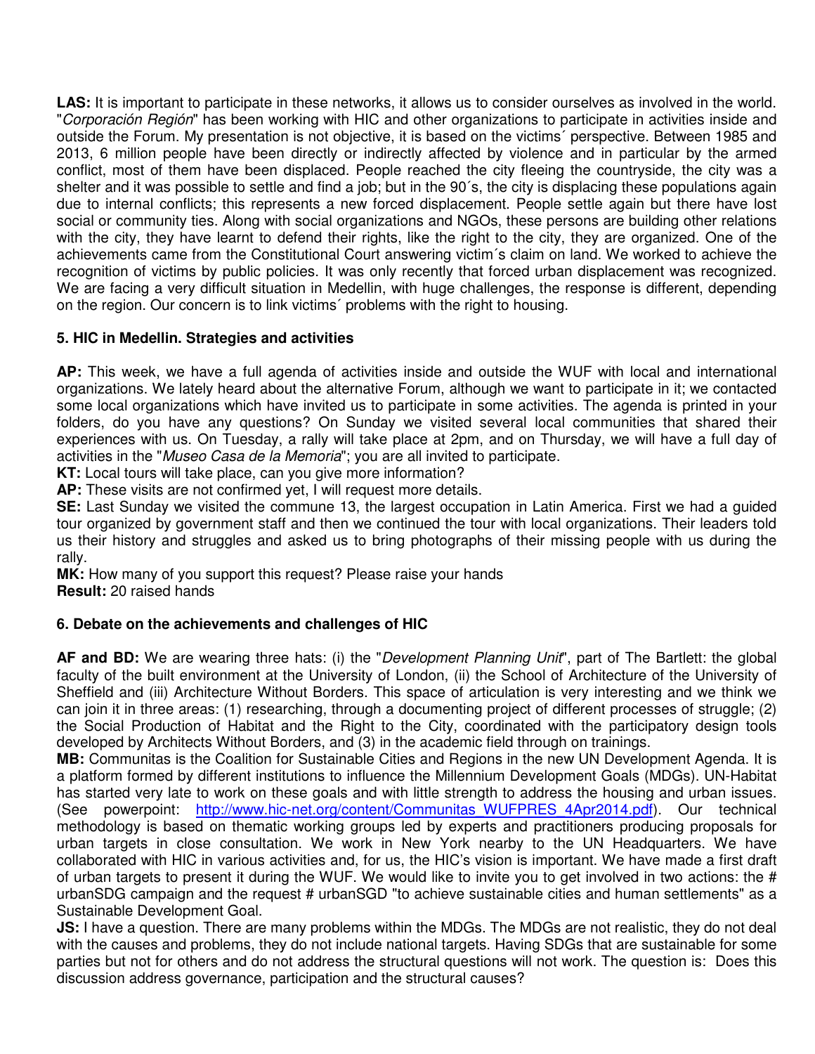**LAS:** It is important to participate in these networks, it allows us to consider ourselves as involved in the world. "*Corporación Región*" has been working with HIC and other organizations to participate in activities inside and outside the Forum. My presentation is not objective, it is based on the victims´ perspective. Between 1985 and 2013, 6 million people have been directly or indirectly affected by violence and in particular by the armed conflict, most of them have been displaced. People reached the city fleeing the countryside, the city was a shelter and it was possible to settle and find a job; but in the 90´s, the city is displacing these populations again due to internal conflicts; this represents a new forced displacement. People settle again but there have lost social or community ties. Along with social organizations and NGOs, these persons are building other relations with the city, they have learnt to defend their rights, like the right to the city, they are organized. One of the achievements came from the Constitutional Court answering victim´s claim on land. We worked to achieve the recognition of victims by public policies. It was only recently that forced urban displacement was recognized. We are facing a very difficult situation in Medellin, with huge challenges, the response is different, depending on the region. Our concern is to link victims´ problems with the right to housing.

### 5. HIC in Medellin. Strategies and activities

**AP:** This week, we have a full agenda of activities inside and outside the WUF with local and international organizations. We lately heard about the alternative Forum, although we want to participate in it; we contacted some local organizations which have invited us to participate in some activities. The agenda is printed in your folders, do you have any questions? On Sunday we visited several local communities that shared their experiences with us. On Tuesday, a rally will take place at 2pm, and on Thursday, we will have a full day of activities in the "*Museo Casa de la Memoria*"; you are all invited to participate.
**KT:** Local tours will take place, can you give more information?
**AP:** These visits are not confirmed yet, I will request more details.
**SE:** Last Sunday we visited the commune 13, the largest occupation in Latin America. First we had a guided tour organized by government staff and then we continued the tour with local organizations. Their leaders told us their history and struggles and asked us to bring photographs of their missing people with us during the rally.
**MK:** How many of you support this request? Please raise your hands
**Result:** 20 raised hands

### 6. Debate on the achievements and challenges of HIC

**AF and BD:** We are wearing three hats: (i) the "*Development Planning Unit*", part of The Bartlett: the global faculty of the built environment at the University of London, (ii) the School of Architecture of the University of Sheffield and (iii) Architecture Without Borders. This space of articulation is very interesting and we think we can join it in three areas: (1) researching, through a documenting project of different processes of struggle; (2) the Social Production of Habitat and the Right to the City, coordinated with the participatory design tools developed by Architects Without Borders, and (3) in the academic field through on trainings.
**MB:** Communitas is the Coalition for Sustainable Cities and Regions in the new UN Development Agenda. It is a platform formed by different institutions to influence the Millennium Development Goals (MDGs). UN-Habitat has started very late to work on these goals and with little strength to address the housing and urban issues. (See powerpoint: http://www.hic-net.org/content/Communitas_WUFPRES_4Apr2014.pdf). Our technical methodology is based on thematic working groups led by experts and practitioners producing proposals for urban targets in close consultation. We work in New York nearby to the UN Headquarters. We have collaborated with HIC in various activities and, for us, the HIC's vision is important. We have made a first draft of urban targets to present it during the WUF. We would like to invite you to get involved in two actions: the # urbanSDG campaign and the request # urbanSGD "to achieve sustainable cities and human settlements" as a Sustainable Development Goal.
**JS:** I have a question. There are many problems within the MDGs. The MDGs are not realistic, they do not deal with the causes and problems, they do not include national targets. Having SDGs that are sustainable for some parties but not for others and do not address the structural questions will not work. The question is: Does this discussion address governance, participation and the structural causes?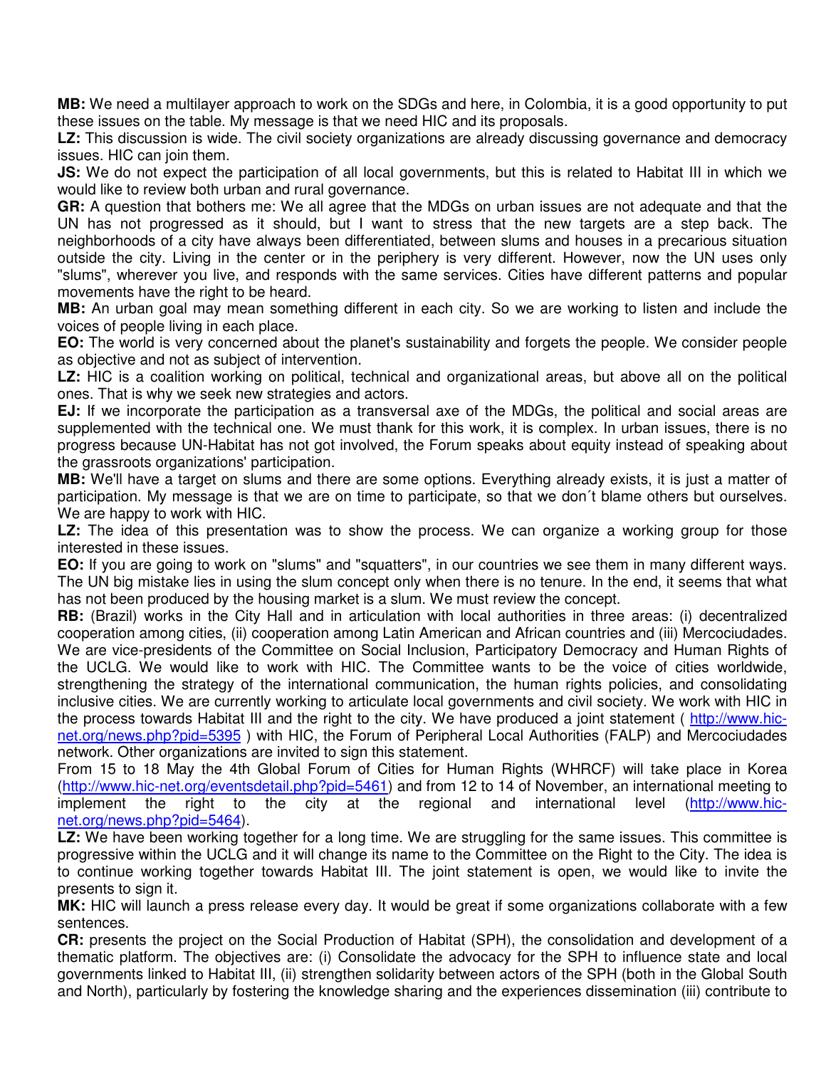**MB:** We need a multilayer approach to work on the SDGs and here, in Colombia, it is a good opportunity to put these issues on the table. My message is that we need HIC and its proposals.

**LZ:** This discussion is wide. The civil society organizations are already discussing governance and democracy issues. HIC can join them.

**JS:** We do not expect the participation of all local governments, but this is related to Habitat III in which we would like to review both urban and rural governance.

**GR:** A question that bothers me: We all agree that the MDGs on urban issues are not adequate and that the UN has not progressed as it should, but I want to stress that the new targets are a step back. The neighborhoods of a city have always been differentiated, between slums and houses in a precarious situation outside the city. Living in the center or in the periphery is very different. However, now the UN uses only "slums", wherever you live, and responds with the same services. Cities have different patterns and popular movements have the right to be heard.

**MB:** An urban goal may mean something different in each city. So we are working to listen and include the voices of people living in each place.

**EO:** The world is very concerned about the planet's sustainability and forgets the people. We consider people as objective and not as subject of intervention.

**LZ:** HIC is a coalition working on political, technical and organizational areas, but above all on the political ones. That is why we seek new strategies and actors.

**EJ:** If we incorporate the participation as a transversal axe of the MDGs, the political and social areas are supplemented with the technical one. We must thank for this work, it is complex. In urban issues, there is no progress because UN-Habitat has not got involved, the Forum speaks about equity instead of speaking about the grassroots organizations' participation.

**MB:** We'll have a target on slums and there are some options. Everything already exists, it is just a matter of participation. My message is that we are on time to participate, so that we don´t blame others but ourselves. We are happy to work with HIC.

**LZ:** The idea of this presentation was to show the process. We can organize a working group for those interested in these issues.

**EO:** If you are going to work on "slums" and "squatters", in our countries we see them in many different ways. The UN big mistake lies in using the slum concept only when there is no tenure. In the end, it seems that what has not been produced by the housing market is a slum. We must review the concept.

**RB:** (Brazil) works in the City Hall and in articulation with local authorities in three areas: (i) decentralized cooperation among cities, (ii) cooperation among Latin American and African countries and (iii) Mercociudades. We are vice-presidents of the Committee on Social Inclusion, Participatory Democracy and Human Rights of the UCLG. We would like to work with HIC. The Committee wants to be the voice of cities worldwide, strengthening the strategy of the international communication, the human rights policies, and consolidating inclusive cities. We are currently working to articulate local governments and civil society. We work with HIC in the process towards Habitat III and the right to the city. We have produced a joint statement ( http://www.hic-net.org/news.php?pid=5395 ) with HIC, the Forum of Peripheral Local Authorities (FALP) and Mercociudades network. Other organizations are invited to sign this statement.

From 15 to 18 May the 4th Global Forum of Cities for Human Rights (WHRCF) will take place in Korea (http://www.hic-net.org/eventsdetail.php?pid=5461) and from 12 to 14 of November, an international meeting to implement the right to the city at the regional and international level (http://www.hic-net.org/news.php?pid=5464).

**LZ:** We have been working together for a long time. We are struggling for the same issues. This committee is progressive within the UCLG and it will change its name to the Committee on the Right to the City. The idea is to continue working together towards Habitat III. The joint statement is open, we would like to invite the presents to sign it.

**MK:** HIC will launch a press release every day. It would be great if some organizations collaborate with a few sentences.

**CR:** presents the project on the Social Production of Habitat (SPH), the consolidation and development of a thematic platform. The objectives are: (i) Consolidate the advocacy for the SPH to influence state and local governments linked to Habitat III, (ii) strengthen solidarity between actors of the SPH (both in the Global South and North), particularly by fostering the knowledge sharing and the experiences dissemination (iii) contribute to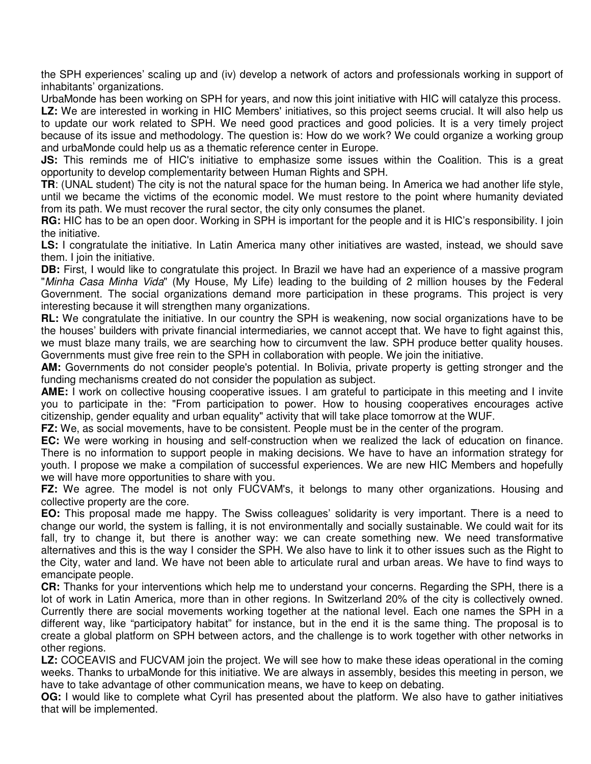the SPH experiences' scaling up and (iv) develop a network of actors and professionals working in support of inhabitants' organizations.

UrbaMonde has been working on SPH for years, and now this joint initiative with HIC will catalyze this process.

**LZ:** We are interested in working in HIC Members' initiatives, so this project seems crucial. It will also help us to update our work related to SPH. We need good practices and good policies. It is a very timely project because of its issue and methodology. The question is: How do we work? We could organize a working group and urbaMonde could help us as a thematic reference center in Europe.

**JS:** This reminds me of HIC's initiative to emphasize some issues within the Coalition. This is a great opportunity to develop complementarity between Human Rights and SPH.

**TR**: (UNAL student) The city is not the natural space for the human being. In America we had another life style, until we became the victims of the economic model. We must restore to the point where humanity deviated from its path. We must recover the rural sector, the city only consumes the planet.

**RG:** HIC has to be an open door. Working in SPH is important for the people and it is HIC's responsibility. I join the initiative.

**LS:** I congratulate the initiative. In Latin America many other initiatives are wasted, instead, we should save them. I join the initiative.

**DB:** First, I would like to congratulate this project. In Brazil we have had an experience of a massive program "*Minha Casa Minha Vida*" (My House, My Life) leading to the building of 2 million houses by the Federal Government. The social organizations demand more participation in these programs. This project is very interesting because it will strengthen many organizations.

**RL:** We congratulate the initiative. In our country the SPH is weakening, now social organizations have to be the houses' builders with private financial intermediaries, we cannot accept that. We have to fight against this, we must blaze many trails, we are searching how to circumvent the law. SPH produce better quality houses. Governments must give free rein to the SPH in collaboration with people. We join the initiative.

**AM:** Governments do not consider people's potential. In Bolivia, private property is getting stronger and the funding mechanisms created do not consider the population as subject.

**AME:** I work on collective housing cooperative issues. I am grateful to participate in this meeting and I invite you to participate in the: "From participation to power. How to housing cooperatives encourages active citizenship, gender equality and urban equality" activity that will take place tomorrow at the WUF.

**FZ:** We, as social movements, have to be consistent. People must be in the center of the program.

**EC:** We were working in housing and self-construction when we realized the lack of education on finance. There is no information to support people in making decisions. We have to have an information strategy for youth. I propose we make a compilation of successful experiences. We are new HIC Members and hopefully we will have more opportunities to share with you.

**FZ:** We agree. The model is not only FUCVAM's, it belongs to many other organizations. Housing and collective property are the core.

**EO:** This proposal made me happy. The Swiss colleagues' solidarity is very important. There is a need to change our world, the system is falling, it is not environmentally and socially sustainable. We could wait for its fall, try to change it, but there is another way: we can create something new. We need transformative alternatives and this is the way I consider the SPH. We also have to link it to other issues such as the Right to the City, water and land. We have not been able to articulate rural and urban areas. We have to find ways to emancipate people.

**CR:** Thanks for your interventions which help me to understand your concerns. Regarding the SPH, there is a lot of work in Latin America, more than in other regions. In Switzerland 20% of the city is collectively owned. Currently there are social movements working together at the national level. Each one names the SPH in a different way, like "participatory habitat" for instance, but in the end it is the same thing. The proposal is to create a global platform on SPH between actors, and the challenge is to work together with other networks in other regions.

**LZ:** COCEAVIS and FUCVAM join the project. We will see how to make these ideas operational in the coming weeks. Thanks to urbaMonde for this initiative. We are always in assembly, besides this meeting in person, we have to take advantage of other communication means, we have to keep on debating.

**OG:** I would like to complete what Cyril has presented about the platform. We also have to gather initiatives that will be implemented.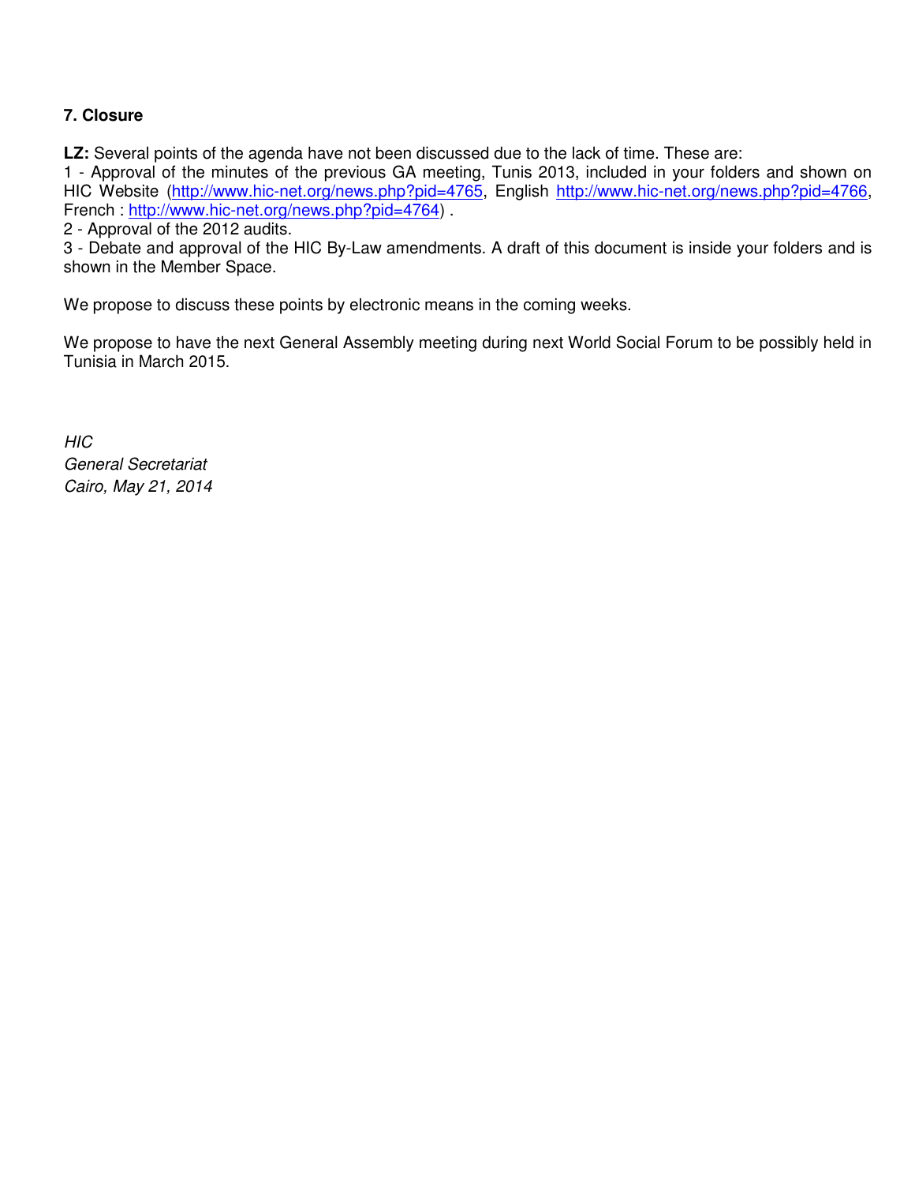## 7. Closure

**LZ:** Several points of the agenda have not been discussed due to the lack of time. These are:
1 - Approval of the minutes of the previous GA meeting, Tunis 2013, included in your folders and shown on HIC Website (http://www.hic-net.org/news.php?pid=4765, English http://www.hic-net.org/news.php?pid=4766, French : http://www.hic-net.org/news.php?pid=4764) .
2 - Approval of the 2012 audits.
3 - Debate and approval of the HIC By-Law amendments. A draft of this document is inside your folders and is shown in the Member Space.

We propose to discuss these points by electronic means in the coming weeks.

We propose to have the next General Assembly meeting during next World Social Forum to be possibly held in Tunisia in March 2015.

*HIC*
*General Secretariat*
*Cairo, May 21, 2014*